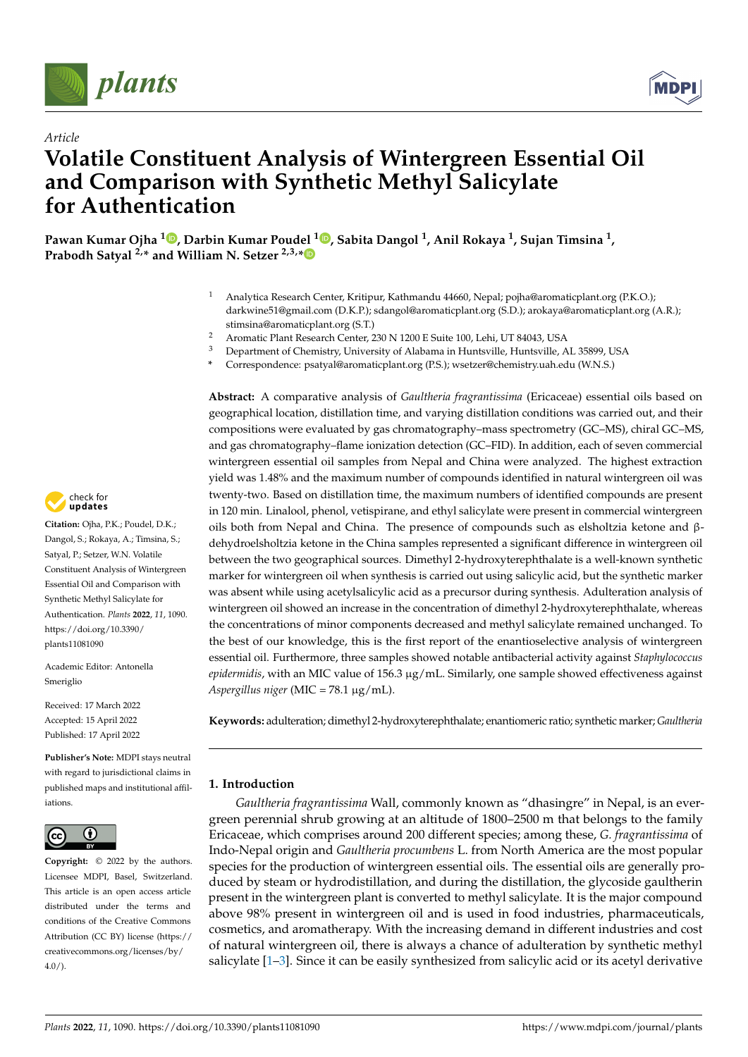*Article*

# Volatile Constituent Analysis of Wintergreen Essential Oil and Comparison with Synthetic Methyl Salicylate for Authentication

**Pawan Kumar Ojha [1], Darbin Kumar Poudel [1], Sabita Dangol [1], Anil Rokaya [1], Sujan Timsina [1], Prabodh Satyal [2,*] and William N. Setzer [2,3,*]**

[1] Analytica Research Center, Kritipur, Kathmandu 44660, Nepal; pojha@aromaticplant.org (P.K.O.); darkwine51@gmail.com (D.K.P.); sdangol@aromaticplant.org (S.D.); arokaya@aromaticplant.org (A.R.); stimsina@aromaticplant.org (S.T.)

[2] Aromatic Plant Research Center, 230 N 1200 E Suite 100, Lehi, UT 84043, USA

[3] Department of Chemistry, University of Alabama in Huntsville, Huntsville, AL 35899, USA

\* Correspondence: psatyal@aromaticplant.org (P.S.); wsetzer@chemistry.uah.edu (W.N.S.)

**Abstract:** A comparative analysis of *Gaultheria fragrantissima* (Ericaceae) essential oils based on geographical location, distillation time, and varying distillation conditions was carried out, and their compositions were evaluated by gas chromatography–mass spectrometry (GC–MS), chiral GC–MS, and gas chromatography–flame ionization detection (GC–FID). In addition, each of seven commercial wintergreen essential oil samples from Nepal and China were analyzed. The highest extraction yield was 1.48% and the maximum number of compounds identified in natural wintergreen oil was twenty-two. Based on distillation time, the maximum numbers of identified compounds are present in 120 min. Linalool, phenol, vetispirane, and ethyl salicylate were present in commercial wintergreen oils both from Nepal and China. The presence of compounds such as elsholtzia ketone and β-dehydroelsholtzia ketone in the China samples represented a significant difference in wintergreen oil between the two geographical sources. Dimethyl 2-hydroxyterephthalate is a well-known synthetic marker for wintergreen oil when synthesis is carried out using salicylic acid, but the synthetic marker was absent while using acetylsalicylic acid as a precursor during synthesis. Adulteration analysis of wintergreen oil showed an increase in the concentration of dimethyl 2-hydroxyterephthalate, whereas the concentrations of minor components decreased and methyl salicylate remained unchanged. To the best of our knowledge, this is the first report of the enantioselective analysis of wintergreen essential oil. Furthermore, three samples showed notable antibacterial activity against *Staphylococcus epidermidis*, with an MIC value of 156.3 μg/mL. Similarly, one sample showed effectiveness against *Aspergillus niger* (MIC = 78.1 μg/mL).

**Keywords:** adulteration; dimethyl 2-hydroxyterephthalate; enantiomeric ratio; synthetic marker; *Gaultheria*

**Citation:** Ojha, P.K.; Poudel, D.K.; Dangol, S.; Rokaya, A.; Timsina, S.; Satyal, P.; Setzer, W.N. Volatile Constituent Analysis of Wintergreen Essential Oil and Comparison with Synthetic Methyl Salicylate for Authentication. *Plants* **2022**, *11*, 1090. https://doi.org/10.3390/plants11081090

Academic Editor: Antonella Smeriglio

Received: 17 March 2022
Accepted: 15 April 2022
Published: 17 April 2022

**Publisher's Note:** MDPI stays neutral with regard to jurisdictional claims in published maps and institutional affiliations.

**Copyright:** © 2022 by the authors. Licensee MDPI, Basel, Switzerland. This article is an open access article distributed under the terms and conditions of the Creative Commons Attribution (CC BY) license (https://creativecommons.org/licenses/by/4.0/).

## 1. Introduction

*Gaultheria fragrantissima* Wall, commonly known as "dhasingre" in Nepal, is an evergreen perennial shrub growing at an altitude of 1800–2500 m that belongs to the family Ericaceae, which comprises around 200 different species; among these, *G. fragrantissima* of Indo-Nepal origin and *Gaultheria procumbens* L. from North America are the most popular species for the production of wintergreen essential oils. The essential oils are generally produced by steam or hydrodistillation, and during the distillation, the glycoside gaultherin present in the wintergreen plant is converted to methyl salicylate. It is the major compound above 98% present in wintergreen oil and is used in food industries, pharmaceuticals, cosmetics, and aromatherapy. With the increasing demand in different industries and cost of natural wintergreen oil, there is always a chance of adulteration by synthetic methyl salicylate [1–3]. Since it can be easily synthesized from salicylic acid or its acetyl derivative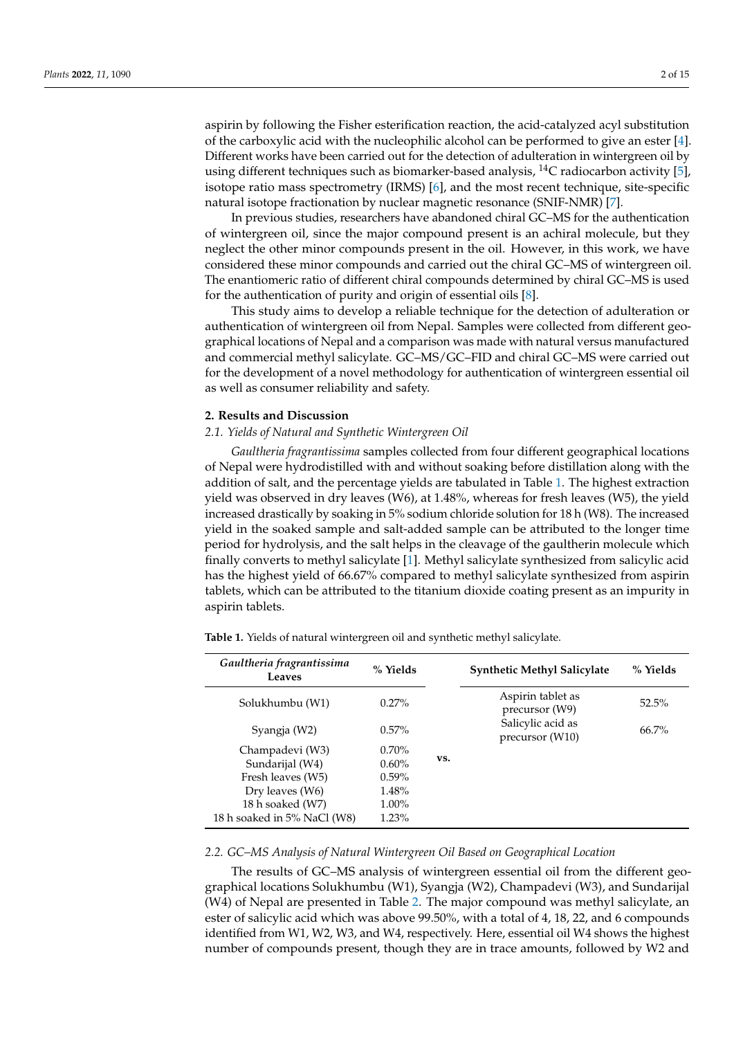aspirin by following the Fisher esterification reaction, the acid-catalyzed acyl substitution of the carboxylic acid with the nucleophilic alcohol can be performed to give an ester [4]. Different works have been carried out for the detection of adulteration in wintergreen oil by using different techniques such as biomarker-based analysis, $^{14}$C radiocarbon activity [5], isotope ratio mass spectrometry (IRMS) [6], and the most recent technique, site-specific natural isotope fractionation by nuclear magnetic resonance (SNIF-NMR) [7].

In previous studies, researchers have abandoned chiral GC–MS for the authentication of wintergreen oil, since the major compound present is an achiral molecule, but they neglect the other minor compounds present in the oil. However, in this work, we have considered these minor compounds and carried out the chiral GC–MS of wintergreen oil. The enantiomeric ratio of different chiral compounds determined by chiral GC–MS is used for the authentication of purity and origin of essential oils [8].

This study aims to develop a reliable technique for the detection of adulteration or authentication of wintergreen oil from Nepal. Samples were collected from different geographical locations of Nepal and a comparison was made with natural versus manufactured and commercial methyl salicylate. GC–MS/GC–FID and chiral GC–MS were carried out for the development of a novel methodology for authentication of wintergreen essential oil as well as consumer reliability and safety.

## 2. Results and Discussion

### 2.1. Yields of Natural and Synthetic Wintergreen Oil

*Gaultheria fragrantissima* samples collected from four different geographical locations of Nepal were hydrodistilled with and without soaking before distillation along with the addition of salt, and the percentage yields are tabulated in Table 1. The highest extraction yield was observed in dry leaves (W6), at 1.48%, whereas for fresh leaves (W5), the yield increased drastically by soaking in 5% sodium chloride solution for 18 h (W8). The increased yield in the soaked sample and salt-added sample can be attributed to the longer time period for hydrolysis, and the salt helps in the cleavage of the gaultherin molecule which finally converts to methyl salicylate [1]. Methyl salicylate synthesized from salicylic acid has the highest yield of 66.67% compared to methyl salicylate synthesized from aspirin tablets, which can be attributed to the titanium dioxide coating present as an impurity in aspirin tablets.

**Table 1.** Yields of natural wintergreen oil and synthetic methyl salicylate.

| *Gaultheria fragrantissima* Leaves | % Yields | | Synthetic Methyl Salicylate | % Yields |
|---|---|---|---|---|
| Solukhumbu (W1) | 0.27% | vs. | Aspirin tablet as precursor (W9) | 52.5% |
| Syangja (W2) | 0.57% | | Salicylic acid as precursor (W10) | 66.7% |
| Champadevi (W3) | 0.70% | | | |
| Sundarijal (W4) | 0.60% | | | |
| Fresh leaves (W5) | 0.59% | | | |
| Dry leaves (W6) | 1.48% | | | |
| 18 h soaked (W7) | 1.00% | | | |
| 18 h soaked in 5% NaCl (W8) | 1.23% | | | |

### 2.2. GC–MS Analysis of Natural Wintergreen Oil Based on Geographical Location

The results of GC–MS analysis of wintergreen essential oil from the different geographical locations Solukhumbu (W1), Syangja (W2), Champadevi (W3), and Sundarijal (W4) of Nepal are presented in Table 2. The major compound was methyl salicylate, an ester of salicylic acid which was above 99.50%, with a total of 4, 18, 22, and 6 compounds identified from W1, W2, W3, and W4, respectively. Here, essential oil W4 shows the highest number of compounds present, though they are in trace amounts, followed by W2 and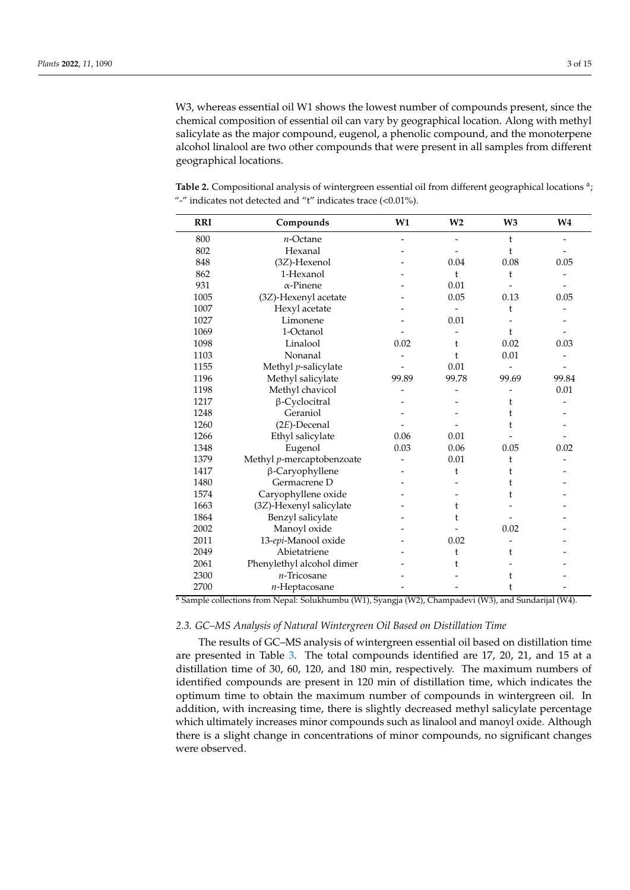W3, whereas essential oil W1 shows the lowest number of compounds present, since the chemical composition of essential oil can vary by geographical location. Along with methyl salicylate as the major compound, eugenol, a phenolic compound, and the monoterpene alcohol linalool are two other compounds that were present in all samples from different geographical locations.

**Table 2.** Compositional analysis of wintergreen essential oil from different geographical locations [a]; "-" indicates not detected and "t" indicates trace (<0.01%).

| RRI | Compounds | W1 | W2 | W3 | W4 |
|---|---|---|---|---|---|
| 800 | *n*-Octane | - | - | t | - |
| 802 | Hexanal | - | - | t | - |
| 848 | (3*Z*)-Hexenol | - | 0.04 | 0.08 | 0.05 |
| 862 | 1-Hexanol | - | t | t | - |
| 931 | α-Pinene | - | 0.01 | - | - |
| 1005 | (3*Z*)-Hexenyl acetate | - | 0.05 | 0.13 | 0.05 |
| 1007 | Hexyl acetate | - | - | t | - |
| 1027 | Limonene | - | 0.01 | - | - |
| 1069 | 1-Octanol | - | - | t | - |
| 1098 | Linalool | 0.02 | t | 0.02 | 0.03 |
| 1103 | Nonanal | - | t | 0.01 | - |
| 1155 | Methyl *p*-salicylate | - | 0.01 | - | - |
| 1196 | Methyl salicylate | 99.89 | 99.78 | 99.69 | 99.84 |
| 1198 | Methyl chavicol | - | - | - | 0.01 |
| 1217 | β-Cyclocitral | - | - | t | - |
| 1248 | Geraniol | - | - | t | - |
| 1260 | (2*E*)-Decenal | - | - | t | - |
| 1266 | Ethyl salicylate | 0.06 | 0.01 | - | - |
| 1348 | Eugenol | 0.03 | 0.06 | 0.05 | 0.02 |
| 1379 | Methyl *p*-mercaptobenzoate | - | 0.01 | t | - |
| 1417 | β-Caryophyllene | - | t | t | - |
| 1480 | Germacrene D | - | - | t | - |
| 1574 | Caryophyllene oxide | - | - | t | - |
| 1663 | (3*Z*)-Hexenyl salicylate | - | t | - | - |
| 1864 | Benzyl salicylate | - | t | - | - |
| 2002 | Manoyl oxide | - | - | 0.02 | - |
| 2011 | 13-*epi*-Manool oxide | - | 0.02 | - | - |
| 2049 | Abietatriene | - | t | t | - |
| 2061 | Phenylethyl alcohol dimer | - | t | - | - |
| 2300 | *n*-Tricosane | - | - | t | - |
| 2700 | *n*-Heptacosane | - | - | t | - |

[a] Sample collections from Nepal: Solukhumbu (W1), Syangja (W2), Champadevi (W3), and Sundarijal (W4).

### 2.3. GC–MS Analysis of Natural Wintergreen Oil Based on Distillation Time

The results of GC–MS analysis of wintergreen essential oil based on distillation time are presented in Table 3. The total compounds identified are 17, 20, 21, and 15 at a distillation time of 30, 60, 120, and 180 min, respectively. The maximum numbers of identified compounds are present in 120 min of distillation time, which indicates the optimum time to obtain the maximum number of compounds in wintergreen oil. In addition, with increasing time, there is slightly decreased methyl salicylate percentage which ultimately increases minor compounds such as linalool and manoyl oxide. Although there is a slight change in concentrations of minor compounds, no significant changes were observed.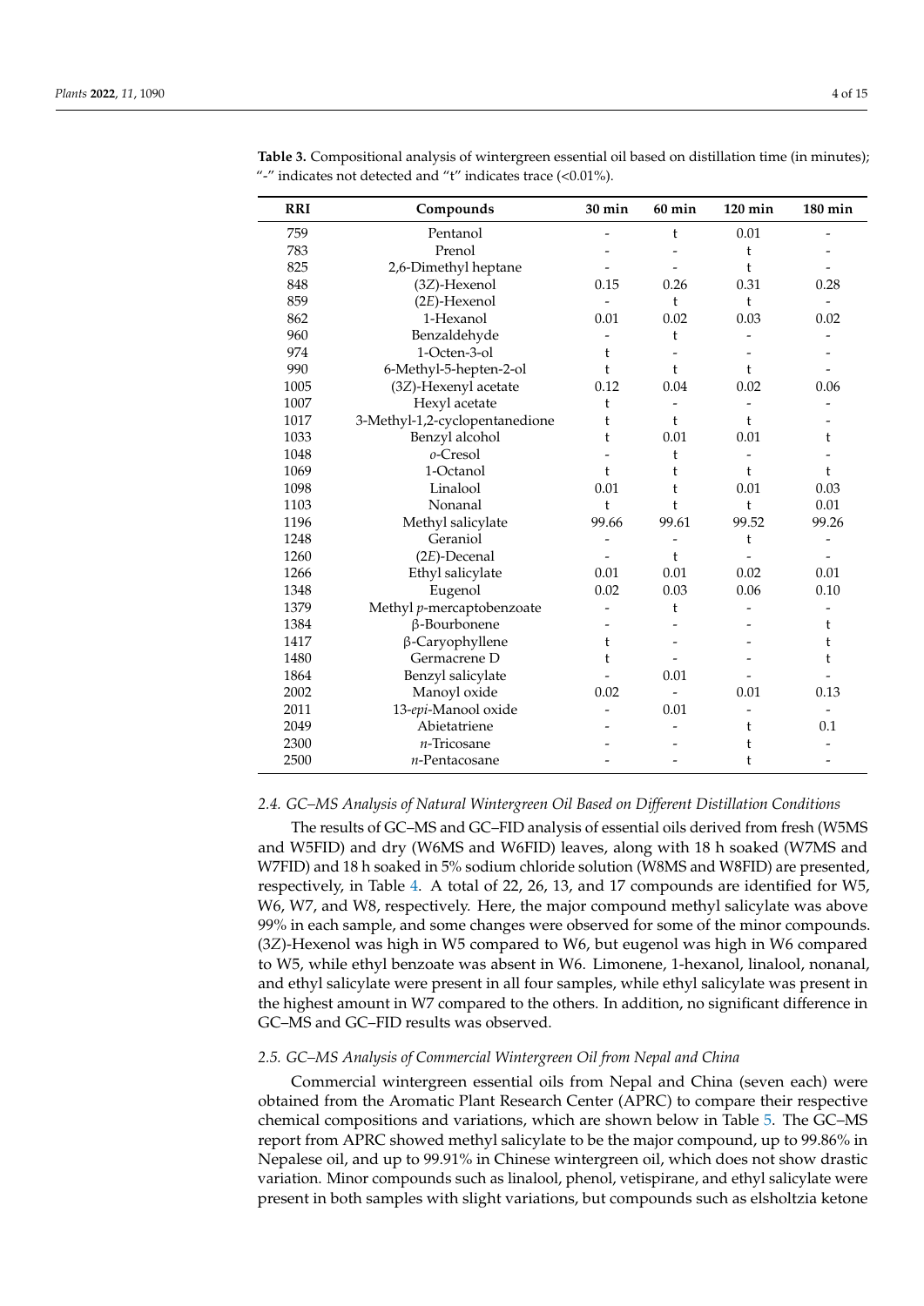**Table 3.** Compositional analysis of wintergreen essential oil based on distillation time (in minutes); "-" indicates not detected and "t" indicates trace (<0.01%).

| RRI | Compounds | 30 min | 60 min | 120 min | 180 min |
|---|---|---|---|---|---|
| 759 | Pentanol | - | t | 0.01 | - |
| 783 | Prenol | - | - | t | - |
| 825 | 2,6-Dimethyl heptane | - | - | t | - |
| 848 | (3*Z*)-Hexenol | 0.15 | 0.26 | 0.31 | 0.28 |
| 859 | (2*E*)-Hexenol | - | t | t | - |
| 862 | 1-Hexanol | 0.01 | 0.02 | 0.03 | 0.02 |
| 960 | Benzaldehyde | - | t | - | - |
| 974 | 1-Octen-3-ol | t | - | - | - |
| 990 | 6-Methyl-5-hepten-2-ol | t | t | t | - |
| 1005 | (3*Z*)-Hexenyl acetate | 0.12 | 0.04 | 0.02 | 0.06 |
| 1007 | Hexyl acetate | t | - | - | - |
| 1017 | 3-Methyl-1,2-cyclopentanedione | t | t | t | - |
| 1033 | Benzyl alcohol | t | 0.01 | 0.01 | t |
| 1048 | *o*-Cresol | - | t | - | - |
| 1069 | 1-Octanol | t | t | t | t |
| 1098 | Linalool | 0.01 | t | 0.01 | 0.03 |
| 1103 | Nonanal | t | t | t | 0.01 |
| 1196 | Methyl salicylate | 99.66 | 99.61 | 99.52 | 99.26 |
| 1248 | Geraniol | - | - | t | - |
| 1260 | (2*E*)-Decenal | - | t | - | - |
| 1266 | Ethyl salicylate | 0.01 | 0.01 | 0.02 | 0.01 |
| 1348 | Eugenol | 0.02 | 0.03 | 0.06 | 0.10 |
| 1379 | Methyl *p*-mercaptobenzoate | - | t | - | - |
| 1384 | β-Bourbonene | - | - | - | t |
| 1417 | β-Caryophyllene | t | - | - | t |
| 1480 | Germacrene D | t | - | - | t |
| 1864 | Benzyl salicylate | - | 0.01 | - | - |
| 2002 | Manoyl oxide | 0.02 | - | 0.01 | 0.13 |
| 2011 | 13-*epi*-Manool oxide | - | 0.01 | - | - |
| 2049 | Abietatriene | - | - | t | 0.1 |
| 2300 | *n*-Tricosane | - | - | t | - |
| 2500 | *n*-Pentacosane | - | - | t | - |

### 2.4. GC–MS Analysis of Natural Wintergreen Oil Based on Different Distillation Conditions

The results of GC–MS and GC–FID analysis of essential oils derived from fresh (W5MS and W5FID) and dry (W6MS and W6FID) leaves, along with 18 h soaked (W7MS and W7FID) and 18 h soaked in 5% sodium chloride solution (W8MS and W8FID) are presented, respectively, in Table 4. A total of 22, 26, 13, and 17 compounds are identified for W5, W6, W7, and W8, respectively. Here, the major compound methyl salicylate was above 99% in each sample, and some changes were observed for some of the minor compounds. (3*Z*)-Hexenol was high in W5 compared to W6, but eugenol was high in W6 compared to W5, while ethyl benzoate was absent in W6. Limonene, 1-hexanol, linalool, nonanal, and ethyl salicylate were present in all four samples, while ethyl salicylate was present in the highest amount in W7 compared to the others. In addition, no significant difference in GC–MS and GC–FID results was observed.

### 2.5. GC–MS Analysis of Commercial Wintergreen Oil from Nepal and China

Commercial wintergreen essential oils from Nepal and China (seven each) were obtained from the Aromatic Plant Research Center (APRC) to compare their respective chemical compositions and variations, which are shown below in Table 5. The GC–MS report from APRC showed methyl salicylate to be the major compound, up to 99.86% in Nepalese oil, and up to 99.91% in Chinese wintergreen oil, which does not show drastic variation. Minor compounds such as linalool, phenol, vetispirane, and ethyl salicylate were present in both samples with slight variations, but compounds such as elsholtzia ketone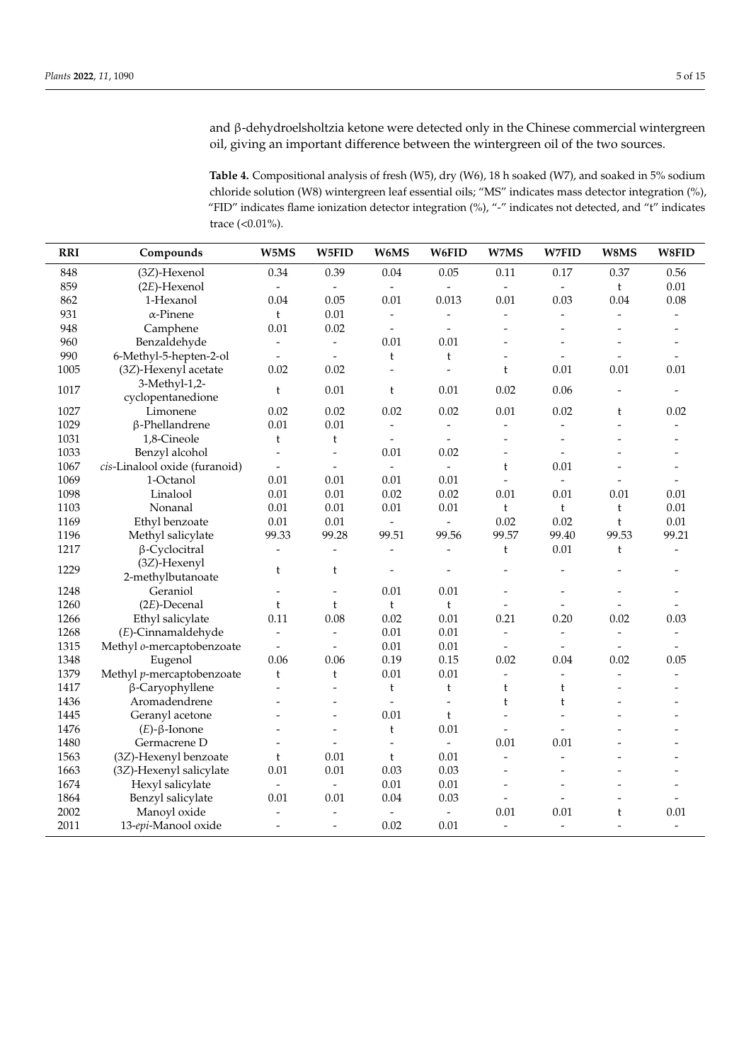and β-dehydroelsholtzia ketone were detected only in the Chinese commercial wintergreen oil, giving an important difference between the wintergreen oil of the two sources.

**Table 4.** Compositional analysis of fresh (W5), dry (W6), 18 h soaked (W7), and soaked in 5% sodium chloride solution (W8) wintergreen leaf essential oils; "MS" indicates mass detector integration (%), "FID" indicates flame ionization detector integration (%), "-" indicates not detected, and "t" indicates trace (<0.01%).

| RRI | Compounds | W5MS | W5FID | W6MS | W6FID | W7MS | W7FID | W8MS | W8FID |
|---|---|---|---|---|---|---|---|---|---|
| 848 | (3*Z*)-Hexenol | 0.34 | 0.39 | 0.04 | 0.05 | 0.11 | 0.17 | 0.37 | 0.56 |
| 859 | (2*E*)-Hexenol | - | - | - | - | - | - | t | 0.01 |
| 862 | 1-Hexanol | 0.04 | 0.05 | 0.01 | 0.013 | 0.01 | 0.03 | 0.04 | 0.08 |
| 931 | α-Pinene | t | 0.01 | - | - | - | - | - | - |
| 948 | Camphene | 0.01 | 0.02 | - | - | - | - | - | - |
| 960 | Benzaldehyde | - | - | 0.01 | 0.01 | - | - | - | - |
| 990 | 6-Methyl-5-hepten-2-ol | - | - | t | t | - | - | - | - |
| 1005 | (3*Z*)-Hexenyl acetate | 0.02 | 0.02 | - | - | t | 0.01 | 0.01 | 0.01 |
| 1017 | 3-Methyl-1,2-cyclopentanedione | t | 0.01 | t | 0.01 | 0.02 | 0.06 | - | - |
| 1027 | Limonene | 0.02 | 0.02 | 0.02 | 0.02 | 0.01 | 0.02 | t | 0.02 |
| 1029 | β-Phellandrene | 0.01 | 0.01 | - | - | - | - | - | - |
| 1031 | 1,8-Cineole | t | t | - | - | - | - | - | - |
| 1033 | Benzyl alcohol | - | - | 0.01 | 0.02 | - | - | - | - |
| 1067 | *cis*-Linalool oxide (furanoid) | - | - | - | - | t | 0.01 | - | - |
| 1069 | 1-Octanol | 0.01 | 0.01 | 0.01 | 0.01 | - | - | - | - |
| 1098 | Linalool | 0.01 | 0.01 | 0.02 | 0.02 | 0.01 | 0.01 | 0.01 | 0.01 |
| 1103 | Nonanal | 0.01 | 0.01 | 0.01 | 0.01 | t | t | t | 0.01 |
| 1169 | Ethyl benzoate | 0.01 | 0.01 | - | - | 0.02 | 0.02 | t | 0.01 |
| 1196 | Methyl salicylate | 99.33 | 99.28 | 99.51 | 99.56 | 99.57 | 99.40 | 99.53 | 99.21 |
| 1217 | β-Cyclocitral | - | - | - | - | t | 0.01 | t | - |
| 1229 | (3*Z*)-Hexenyl 2-methylbutanoate | t | t | - | - | - | - | - | - |
| 1248 | Geraniol | - | - | 0.01 | 0.01 | - | - | - | - |
| 1260 | (2*E*)-Decenal | t | t | t | t | - | - | - | - |
| 1266 | Ethyl salicylate | 0.11 | 0.08 | 0.02 | 0.01 | 0.21 | 0.20 | 0.02 | 0.03 |
| 1268 | (*E*)-Cinnamaldehyde | - | - | 0.01 | 0.01 | - | - | - | - |
| 1315 | Methyl *o*-mercaptobenzoate | - | - | 0.01 | 0.01 | - | - | - | - |
| 1348 | Eugenol | 0.06 | 0.06 | 0.19 | 0.15 | 0.02 | 0.04 | 0.02 | 0.05 |
| 1379 | Methyl *p*-mercaptobenzoate | t | t | 0.01 | 0.01 | - | - | - | - |
| 1417 | β-Caryophyllene | - | - | t | t | t | t | - | - |
| 1436 | Aromadendrene | - | - | - | - | t | t | - | - |
| 1445 | Geranyl acetone | - | - | 0.01 | t | - | - | - | - |
| 1476 | (*E*)-β-Ionone | - | - | t | 0.01 | - | - | - | - |
| 1480 | Germacrene D | - | - | - | - | 0.01 | 0.01 | - | - |
| 1563 | (3*Z*)-Hexenyl benzoate | t | 0.01 | t | 0.01 | - | - | - | - |
| 1663 | (3*Z*)-Hexenyl salicylate | 0.01 | 0.01 | 0.03 | 0.03 | - | - | - | - |
| 1674 | Hexyl salicylate | - | - | 0.01 | 0.01 | - | - | - | - |
| 1864 | Benzyl salicylate | 0.01 | 0.01 | 0.04 | 0.03 | - | - | - | - |
| 2002 | Manoyl oxide | - | - | - | - | 0.01 | 0.01 | t | 0.01 |
| 2011 | 13-*epi*-Manool oxide | - | - | 0.02 | 0.01 | - | - | - | - |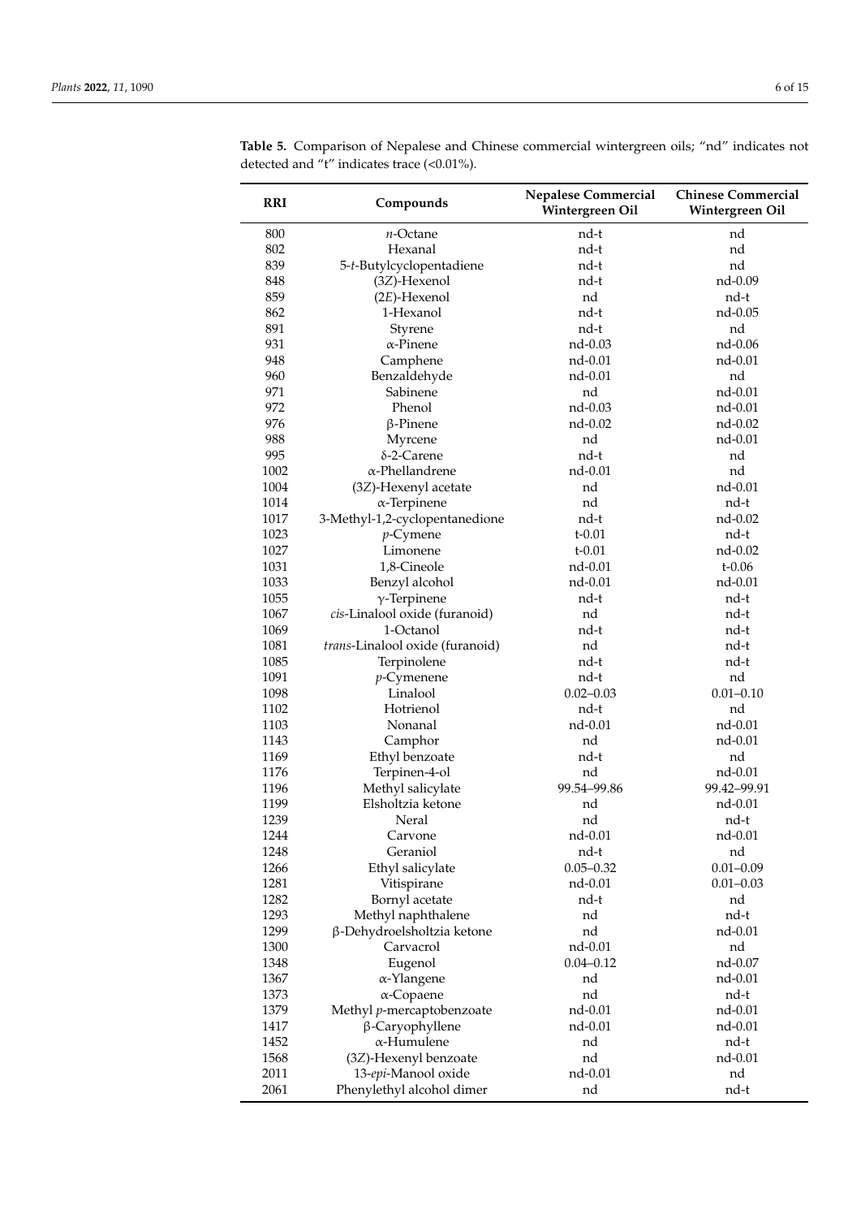**Table 5.** Comparison of Nepalese and Chinese commercial wintergreen oils; "nd" indicates not detected and "t" indicates trace (<0.01%).

| RRI | Compounds | Nepalese Commercial Wintergreen Oil | Chinese Commercial Wintergreen Oil |
|---|---|---|---|
| 800 | *n*-Octane | nd-t | nd |
| 802 | Hexanal | nd-t | nd |
| 839 | 5-*t*-Butylcyclopentadiene | nd-t | nd |
| 848 | (3*Z*)-Hexenol | nd-t | nd-0.09 |
| 859 | (2*E*)-Hexenol | nd | nd-t |
| 862 | 1-Hexanol | nd-t | nd-0.05 |
| 891 | Styrene | nd-t | nd |
| 931 | α-Pinene | nd-0.03 | nd-0.06 |
| 948 | Camphene | nd-0.01 | nd-0.01 |
| 960 | Benzaldehyde | nd-0.01 | nd |
| 971 | Sabinene | nd | nd-0.01 |
| 972 | Phenol | nd-0.03 | nd-0.01 |
| 976 | β-Pinene | nd-0.02 | nd-0.02 |
| 988 | Myrcene | nd | nd-0.01 |
| 995 | δ-2-Carene | nd-t | nd |
| 1002 | α-Phellandrene | nd-0.01 | nd |
| 1004 | (3*Z*)-Hexenyl acetate | nd | nd-0.01 |
| 1014 | α-Terpinene | nd | nd-t |
| 1017 | 3-Methyl-1,2-cyclopentanedione | nd-t | nd-0.02 |
| 1023 | *p*-Cymene | t-0.01 | nd-t |
| 1027 | Limonene | t-0.01 | nd-0.02 |
| 1031 | 1,8-Cineole | nd-0.01 | t-0.06 |
| 1033 | Benzyl alcohol | nd-0.01 | nd-0.01 |
| 1055 | γ-Terpinene | nd-t | nd-t |
| 1067 | *cis*-Linalool oxide (furanoid) | nd | nd-t |
| 1069 | 1-Octanol | nd-t | nd-t |
| 1081 | *trans*-Linalool oxide (furanoid) | nd | nd-t |
| 1085 | Terpinolene | nd-t | nd-t |
| 1091 | *p*-Cymenene | nd-t | nd |
| 1098 | Linalool | 0.02–0.03 | 0.01–0.10 |
| 1102 | Hotrienol | nd-t | nd |
| 1103 | Nonanal | nd-0.01 | nd-0.01 |
| 1143 | Camphor | nd | nd-0.01 |
| 1169 | Ethyl benzoate | nd-t | nd |
| 1176 | Terpinen-4-ol | nd | nd-0.01 |
| 1196 | Methyl salicylate | 99.54–99.86 | 99.42–99.91 |
| 1199 | Elsholtzia ketone | nd | nd-0.01 |
| 1239 | Neral | nd | nd-t |
| 1244 | Carvone | nd-0.01 | nd-0.01 |
| 1248 | Geraniol | nd-t | nd |
| 1266 | Ethyl salicylate | 0.05–0.32 | 0.01–0.09 |
| 1281 | Vitispirane | nd-0.01 | 0.01–0.03 |
| 1282 | Bornyl acetate | nd-t | nd |
| 1293 | Methyl naphthalene | nd | nd-t |
| 1299 | β-Dehydroelsholtzia ketone | nd | nd-0.01 |
| 1300 | Carvacrol | nd-0.01 | nd |
| 1348 | Eugenol | 0.04–0.12 | nd-0.07 |
| 1367 | α-Ylangene | nd | nd-0.01 |
| 1373 | α-Copaene | nd | nd-t |
| 1379 | Methyl *p*-mercaptobenzoate | nd-0.01 | nd-0.01 |
| 1417 | β-Caryophyllene | nd-0.01 | nd-0.01 |
| 1452 | α-Humulene | nd | nd-t |
| 1568 | (3*Z*)-Hexenyl benzoate | nd | nd-0.01 |
| 2011 | 13-*epi*-Manool oxide | nd-0.01 | nd |
| 2061 | Phenylethyl alcohol dimer | nd | nd-t |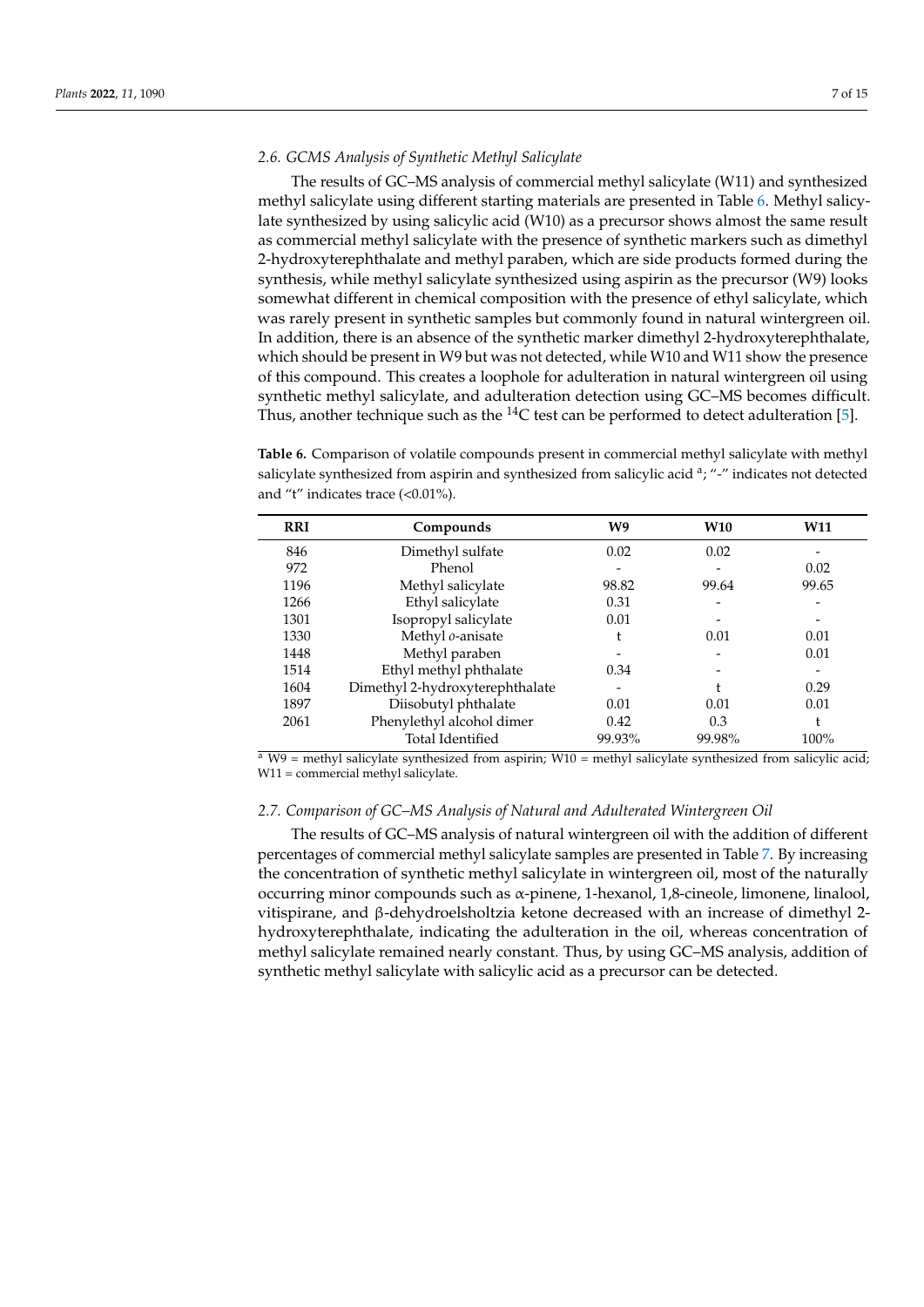### 2.6. GCMS Analysis of Synthetic Methyl Salicylate

The results of GC–MS analysis of commercial methyl salicylate (W11) and synthesized methyl salicylate using different starting materials are presented in Table 6. Methyl salicylate synthesized by using salicylic acid (W10) as a precursor shows almost the same result as commercial methyl salicylate with the presence of synthetic markers such as dimethyl 2-hydroxyterephthalate and methyl paraben, which are side products formed during the synthesis, while methyl salicylate synthesized using aspirin as the precursor (W9) looks somewhat different in chemical composition with the presence of ethyl salicylate, which was rarely present in synthetic samples but commonly found in natural wintergreen oil. In addition, there is an absence of the synthetic marker dimethyl 2-hydroxyterephthalate, which should be present in W9 but was not detected, while W10 and W11 show the presence of this compound. This creates a loophole for adulteration in natural wintergreen oil using synthetic methyl salicylate, and adulteration detection using GC–MS becomes difficult. Thus, another technique such as the $^{14}C$ test can be performed to detect adulteration [5].

**Table 6.** Comparison of volatile compounds present in commercial methyl salicylate with methyl salicylate synthesized from aspirin and synthesized from salicylic acid [a]; "-" indicates not detected and "t" indicates trace (<0.01%).

| RRI | Compounds | W9 | W10 | W11 |
|---|---|---|---|---|
| 846 | Dimethyl sulfate | 0.02 | 0.02 | - |
| 972 | Phenol | - | - | 0.02 |
| 1196 | Methyl salicylate | 98.82 | 99.64 | 99.65 |
| 1266 | Ethyl salicylate | 0.31 | - | - |
| 1301 | Isopropyl salicylate | 0.01 | - | - |
| 1330 | Methyl *o*-anisate | t | 0.01 | 0.01 |
| 1448 | Methyl paraben | - | - | 0.01 |
| 1514 | Ethyl methyl phthalate | 0.34 | - | - |
| 1604 | Dimethyl 2-hydroxyterephthalate | - | t | 0.29 |
| 1897 | Diisobutyl phthalate | 0.01 | 0.01 | 0.01 |
| 2061 | Phenylethyl alcohol dimer | 0.42 | 0.3 | t |
| | Total Identified | 99.93% | 99.98% | 100% |

[a] W9 = methyl salicylate synthesized from aspirin; W10 = methyl salicylate synthesized from salicylic acid; W11 = commercial methyl salicylate.

### 2.7. Comparison of GC–MS Analysis of Natural and Adulterated Wintergreen Oil

The results of GC–MS analysis of natural wintergreen oil with the addition of different percentages of commercial methyl salicylate samples are presented in Table 7. By increasing the concentration of synthetic methyl salicylate in wintergreen oil, most of the naturally occurring minor compounds such as α-pinene, 1-hexanol, 1,8-cineole, limonene, linalool, vitispirane, and β-dehydroelsholtzia ketone decreased with an increase of dimethyl 2-hydroxyterephthalate, indicating the adulteration in the oil, whereas concentration of methyl salicylate remained nearly constant. Thus, by using GC–MS analysis, addition of synthetic methyl salicylate with salicylic acid as a precursor can be detected.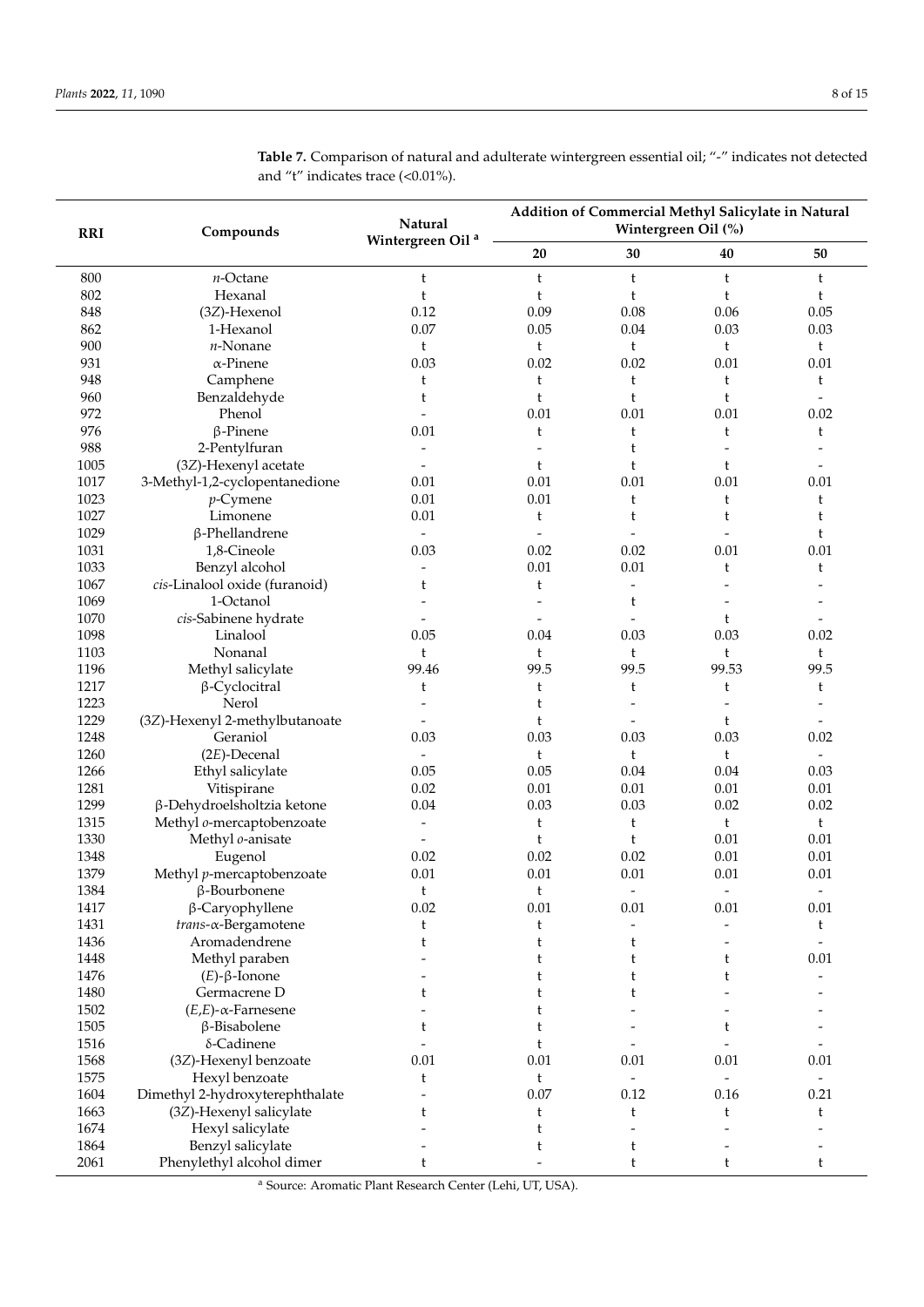**Table 7.** Comparison of natural and adulterate wintergreen essential oil; "-" indicates not detected and "t" indicates trace (<0.01%).

| RRI | Compounds | Natural Wintergreen Oil [a] | Addition of Commercial Methyl Salicylate in Natural Wintergreen Oil (%) | | | |
|---|---|---|---|---|---|---|
| | | | 20 | 30 | 40 | 50 |
| 800 | *n*-Octane | t | t | t | t | t |
| 802 | Hexanal | t | t | t | t | t |
| 848 | (3*Z*)-Hexenol | 0.12 | 0.09 | 0.08 | 0.06 | 0.05 |
| 862 | 1-Hexanol | 0.07 | 0.05 | 0.04 | 0.03 | 0.03 |
| 900 | *n*-Nonane | t | t | t | t | t |
| 931 | α-Pinene | 0.03 | 0.02 | 0.02 | 0.01 | 0.01 |
| 948 | Camphene | t | t | t | t | t |
| 960 | Benzaldehyde | t | t | t | t | - |
| 972 | Phenol | - | 0.01 | 0.01 | 0.01 | 0.02 |
| 976 | β-Pinene | 0.01 | t | t | t | t |
| 988 | 2-Pentylfuran | - | - | t | - | - |
| 1005 | (3*Z*)-Hexenyl acetate | - | t | t | t | - |
| 1017 | 3-Methyl-1,2-cyclopentanedione | 0.01 | 0.01 | 0.01 | 0.01 | 0.01 |
| 1023 | *p*-Cymene | 0.01 | 0.01 | t | t | t |
| 1027 | Limonene | 0.01 | t | t | t | t |
| 1029 | β-Phellandrene | - | - | - | - | t |
| 1031 | 1,8-Cineole | 0.03 | 0.02 | 0.02 | 0.01 | 0.01 |
| 1033 | Benzyl alcohol | - | 0.01 | 0.01 | t | t |
| 1067 | *cis*-Linalool oxide (furanoid) | t | t | - | - | - |
| 1069 | 1-Octanol | - | - | t | - | - |
| 1070 | *cis*-Sabinene hydrate | - | - | - | t | - |
| 1098 | Linalool | 0.05 | 0.04 | 0.03 | 0.03 | 0.02 |
| 1103 | Nonanal | t | t | t | t | t |
| 1196 | Methyl salicylate | 99.46 | 99.5 | 99.5 | 99.53 | 99.5 |
| 1217 | β-Cyclocitral | t | t | t | t | t |
| 1223 | Nerol | - | t | - | - | - |
| 1229 | (3*Z*)-Hexenyl 2-methylbutanoate | - | t | - | t | - |
| 1248 | Geraniol | 0.03 | 0.03 | 0.03 | 0.03 | 0.02 |
| 1260 | (2*E*)-Decenal | - | t | t | t | - |
| 1266 | Ethyl salicylate | 0.05 | 0.05 | 0.04 | 0.04 | 0.03 |
| 1281 | Vitispirane | 0.02 | 0.01 | 0.01 | 0.01 | 0.01 |
| 1299 | β-Dehydroelsholtzia ketone | 0.04 | 0.03 | 0.03 | 0.02 | 0.02 |
| 1315 | Methyl *o*-mercaptobenzoate | - | t | t | t | t |
| 1330 | Methyl *o*-anisate | - | t | t | 0.01 | 0.01 |
| 1348 | Eugenol | 0.02 | 0.02 | 0.02 | 0.01 | 0.01 |
| 1379 | Methyl *p*-mercaptobenzoate | 0.01 | 0.01 | 0.01 | 0.01 | 0.01 |
| 1384 | β-Bourbonene | t | t | - | - | - |
| 1417 | β-Caryophyllene | 0.02 | 0.01 | 0.01 | 0.01 | 0.01 |
| 1431 | *trans*-α-Bergamotene | t | t | - | - | t |
| 1436 | Aromadendrene | t | t | t | - | - |
| 1448 | Methyl paraben | - | t | t | t | 0.01 |
| 1476 | (*E*)-β-Ionone | - | t | t | t | - |
| 1480 | Germacrene D | t | t | t | - | - |
| 1502 | (*E*,*E*)-α-Farnesene | - | t | - | - | - |
| 1505 | β-Bisabolene | t | t | - | t | - |
| 1516 | δ-Cadinene | - | t | - | - | - |
| 1568 | (3*Z*)-Hexenyl benzoate | 0.01 | 0.01 | 0.01 | 0.01 | 0.01 |
| 1575 | Hexyl benzoate | t | t | - | - | - |
| 1604 | Dimethyl 2-hydroxyterephthalate | - | 0.07 | 0.12 | 0.16 | 0.21 |
| 1663 | (3*Z*)-Hexenyl salicylate | t | t | t | t | t |
| 1674 | Hexyl salicylate | - | t | - | - | - |
| 1864 | Benzyl salicylate | - | t | t | - | - |
| 2061 | Phenylethyl alcohol dimer | t | - | t | t | t |

[a] Source: Aromatic Plant Research Center (Lehi, UT, USA).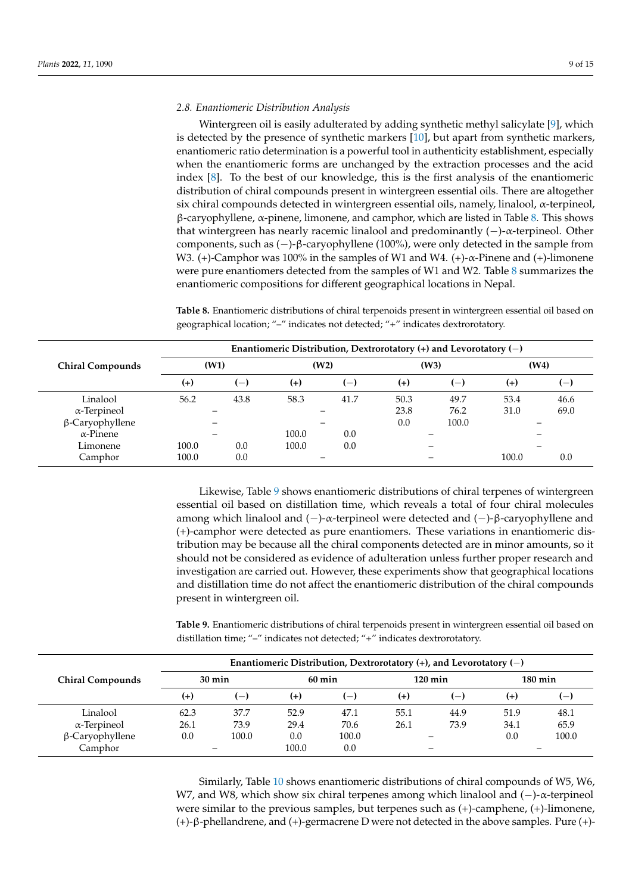### 2.8. Enantiomeric Distribution Analysis

Wintergreen oil is easily adulterated by adding synthetic methyl salicylate [9], which is detected by the presence of synthetic markers [10], but apart from synthetic markers, enantiomeric ratio determination is a powerful tool in authenticity establishment, especially when the enantiomeric forms are unchanged by the extraction processes and the acid index [8]. To the best of our knowledge, this is the first analysis of the enantiomeric distribution of chiral compounds present in wintergreen essential oils. There are altogether six chiral compounds detected in wintergreen essential oils, namely, linalool, α-terpineol, β-caryophyllene, α-pinene, limonene, and camphor, which are listed in Table 8. This shows that wintergreen has nearly racemic linalool and predominantly (−)-α-terpineol. Other components, such as (−)-β-caryophyllene (100%), were only detected in the sample from W3. (+)-Camphor was 100% in the samples of W1 and W4. (+)-α-Pinene and (+)-limonene were pure enantiomers detected from the samples of W1 and W2. Table 8 summarizes the enantiomeric compositions for different geographical locations in Nepal.

**Table 8.** Enantiomeric distributions of chiral terpenoids present in wintergreen essential oil based on geographical location; "–" indicates not detected; "+" indicates dextrorotatory.

| Chiral Compounds | Enantiomeric Distribution, Dextrorotatory (+) and Levorotatory (−) | | | | | | | |
|---|---|---|---|---|---|---|---|---|
| | (W1) | | (W2) | | (W3) | | (W4) | |
| | (+) | (−) | (+) | (−) | (+) | (−) | (+) | (−) |
| Linalool | 56.2 | 43.8 | 58.3 | 41.7 | 50.3 | 49.7 | 53.4 | 46.6 |
| α-Terpineol | – | | – | | 23.8 | 76.2 | 31.0 | 69.0 |
| β-Caryophyllene | – | | – | | 0.0 | 100.0 | – | |
| α-Pinene | – | | 100.0 | 0.0 | – | | – | |
| Limonene | 100.0 | 0.0 | 100.0 | 0.0 | – | | – | |
| Camphor | 100.0 | 0.0 | – | | – | | 100.0 | 0.0 |

Likewise, Table 9 shows enantiomeric distributions of chiral terpenes of wintergreen essential oil based on distillation time, which reveals a total of four chiral molecules among which linalool and (−)-α-terpineol were detected and (−)-β-caryophyllene and (+)-camphor were detected as pure enantiomers. These variations in enantiomeric distribution may be because all the chiral components detected are in minor amounts, so it should not be considered as evidence of adulteration unless further proper research and investigation are carried out. However, these experiments show that geographical locations and distillation time do not affect the enantiomeric distribution of the chiral compounds present in wintergreen oil.

**Table 9.** Enantiomeric distributions of chiral terpenoids present in wintergreen essential oil based on distillation time; "–" indicates not detected; "+" indicates dextrorotatory.

| Chiral Compounds | Enantiomeric Distribution, Dextrorotatory (+), and Levorotatory (−) | | | | | | | |
|---|---|---|---|---|---|---|---|---|
| | 30 min | | 60 min | | 120 min | | 180 min | |
| | (+) | (−) | (+) | (−) | (+) | (−) | (+) | (−) |
| Linalool | 62.3 | 37.7 | 52.9 | 47.1 | 55.1 | 44.9 | 51.9 | 48.1 |
| α-Terpineol | 26.1 | 73.9 | 29.4 | 70.6 | 26.1 | 73.9 | 34.1 | 65.9 |
| β-Caryophyllene | 0.0 | 100.0 | 0.0 | 100.0 | – | | 0.0 | 100.0 |
| Camphor | – | | 100.0 | 0.0 | – | | – | |

Similarly, Table 10 shows enantiomeric distributions of chiral compounds of W5, W6, W7, and W8, which show six chiral terpenes among which linalool and (−)-α-terpineol were similar to the previous samples, but terpenes such as (+)-camphene, (+)-limonene, (+)-β-phellandrene, and (+)-germacrene D were not detected in the above samples. Pure (+)-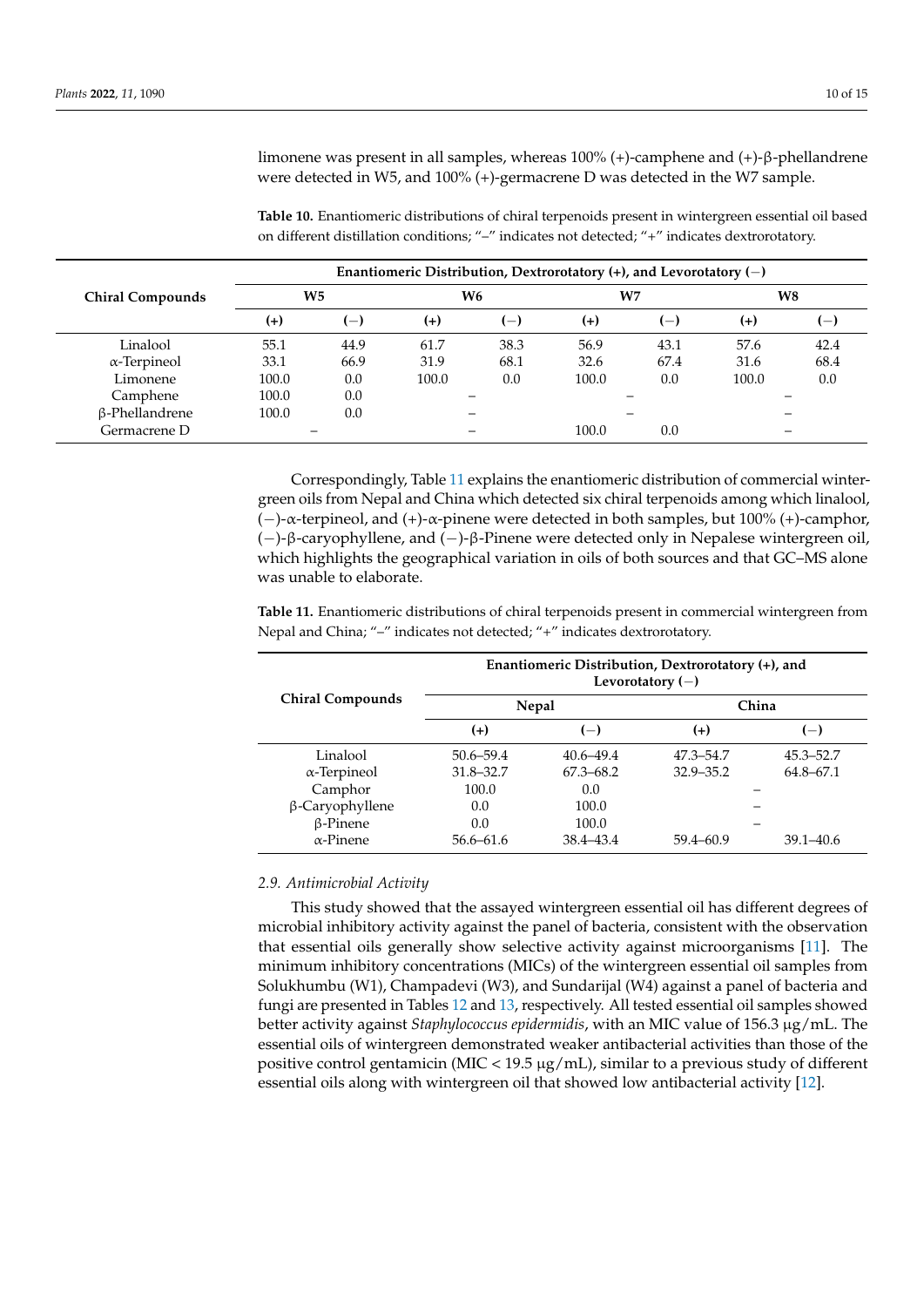limonene was present in all samples, whereas 100% (+)-camphene and (+)-β-phellandrene were detected in W5, and 100% (+)-germacrene D was detected in the W7 sample.

**Table 10.** Enantiomeric distributions of chiral terpenoids present in wintergreen essential oil based on different distillation conditions; "–" indicates not detected; "+" indicates dextrorotatory.

| Chiral Compounds | Enantiomeric Distribution, Dextrorotatory (+), and Levorotatory (−) | | | | | | | |
|---|---|---|---|---|---|---|---|---|
| | W5 | | W6 | | W7 | | W8 | |
| | (+) | (−) | (+) | (−) | (+) | (−) | (+) | (−) |
| Linalool | 55.1 | 44.9 | 61.7 | 38.3 | 56.9 | 43.1 | 57.6 | 42.4 |
| α-Terpineol | 33.1 | 66.9 | 31.9 | 68.1 | 32.6 | 67.4 | 31.6 | 68.4 |
| Limonene | 100.0 | 0.0 | 100.0 | 0.0 | 100.0 | 0.0 | 100.0 | 0.0 |
| Camphene | 100.0 | 0.0 | – | | – | | – | |
| β-Phellandrene | 100.0 | 0.0 | – | | – | | – | |
| Germacrene D | – | | – | | 100.0 | 0.0 | – | |

Correspondingly, Table 11 explains the enantiomeric distribution of commercial wintergreen oils from Nepal and China which detected six chiral terpenoids among which linalool, (−)-α-terpineol, and (+)-α-pinene were detected in both samples, but 100% (+)-camphor, (−)-β-caryophyllene, and (−)-β-Pinene were detected only in Nepalese wintergreen oil, which highlights the geographical variation in oils of both sources and that GC–MS alone was unable to elaborate.

**Table 11.** Enantiomeric distributions of chiral terpenoids present in commercial wintergreen from Nepal and China; "–" indicates not detected; "+" indicates dextrorotatory.

| Chiral Compounds | Enantiomeric Distribution, Dextrorotatory (+), and Levorotatory (−) | | | |
|---|---|---|---|---|
| | Nepal | | China | |
| | (+) | (−) | (+) | (−) |
| Linalool | 50.6–59.4 | 40.6–49.4 | 47.3–54.7 | 45.3–52.7 |
| α-Terpineol | 31.8–32.7 | 67.3–68.2 | 32.9–35.2 | 64.8–67.1 |
| Camphor | 100.0 | 0.0 | – | |
| β-Caryophyllene | 0.0 | 100.0 | – | |
| β-Pinene | 0.0 | 100.0 | – | |
| α-Pinene | 56.6–61.6 | 38.4–43.4 | 59.4–60.9 | 39.1–40.6 |

### 2.9. Antimicrobial Activity

This study showed that the assayed wintergreen essential oil has different degrees of microbial inhibitory activity against the panel of bacteria, consistent with the observation that essential oils generally show selective activity against microorganisms [11]. The minimum inhibitory concentrations (MICs) of the wintergreen essential oil samples from Solukhumbu (W1), Champadevi (W3), and Sundarijal (W4) against a panel of bacteria and fungi are presented in Tables 12 and 13, respectively. All tested essential oil samples showed better activity against *Staphylococcus epidermidis*, with an MIC value of 156.3 μg/mL. The essential oils of wintergreen demonstrated weaker antibacterial activities than those of the positive control gentamicin (MIC < 19.5 μg/mL), similar to a previous study of different essential oils along with wintergreen oil that showed low antibacterial activity [12].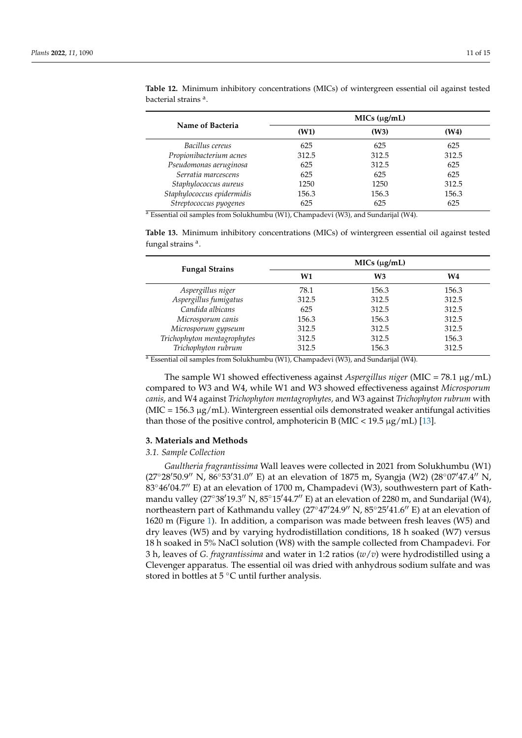**Table 12.** Minimum inhibitory concentrations (MICs) of wintergreen essential oil against tested bacterial strains [a].

| Name of Bacteria | MICs (µg/mL) | | |
|---|---|---|---|
| | (W1) | (W3) | (W4) |
| *Bacillus cereus* | 625 | 625 | 625 |
| *Propionibacterium acnes* | 312.5 | 312.5 | 312.5 |
| *Pseudomonas aeruginosa* | 625 | 312.5 | 625 |
| *Serratia marcescens* | 625 | 625 | 625 |
| *Staphylococcus aureus* | 1250 | 1250 | 312.5 |
| *Staphylococcus epidermidis* | 156.3 | 156.3 | 156.3 |
| *Streptococcus pyogenes* | 625 | 625 | 625 |

[a] Essential oil samples from Solukhumbu (W1), Champadevi (W3), and Sundarijal (W4).

**Table 13.** Minimum inhibitory concentrations (MICs) of wintergreen essential oil against tested fungal strains [a].

| Fungal Strains | MICs (µg/mL) | | |
|---|---|---|---|
| | W1 | W3 | W4 |
| *Aspergillus niger* | 78.1 | 156.3 | 156.3 |
| *Aspergillus fumigatus* | 312.5 | 312.5 | 312.5 |
| *Candida albicans* | 625 | 312.5 | 312.5 |
| *Microsporum canis* | 156.3 | 156.3 | 312.5 |
| *Microsporum gypseum* | 312.5 | 312.5 | 312.5 |
| *Trichophyton mentagrophytes* | 312.5 | 312.5 | 156.3 |
| *Trichophyton rubrum* | 312.5 | 156.3 | 312.5 |

[a] Essential oil samples from Solukhumbu (W1), Champadevi (W3), and Sundarijal (W4).

The sample W1 showed effectiveness against *Aspergillus niger* (MIC = 78.1 µg/mL) compared to W3 and W4, while W1 and W3 showed effectiveness against *Microsporum canis,* and W4 against *Trichophyton mentagrophytes,* and W3 against *Trichophyton rubrum* with (MIC = 156.3 µg/mL). Wintergreen essential oils demonstrated weaker antifungal activities than those of the positive control, amphotericin B (MIC < 19.5 µg/mL) [13].

## 3. Materials and Methods

### 3.1. Sample Collection

*Gaultheria fragrantissima* Wall leaves were collected in 2021 from Solukhumbu (W1) (27°28′50.9″ N, 86°53′31.0″ E) at an elevation of 1875 m, Syangja (W2) (28°07′47.4″ N, 83°46′04.7″ E) at an elevation of 1700 m, Champadevi (W3), southwestern part of Kathmandu valley (27°38′19.3″ N, 85°15′44.7″ E) at an elevation of 2280 m, and Sundarijal (W4), northeastern part of Kathmandu valley (27°47′24.9″ N, 85°25′41.6″ E) at an elevation of 1620 m (Figure 1). In addition, a comparison was made between fresh leaves (W5) and dry leaves (W5) and by varying hydrodistillation conditions, 18 h soaked (W7) versus 18 h soaked in 5% NaCl solution (W8) with the sample collected from Champadevi. For 3 h, leaves of *G. fragrantissima* and water in 1:2 ratios (*w*/*v*) were hydrodistilled using a Clevenger apparatus. The essential oil was dried with anhydrous sodium sulfate and was stored in bottles at 5 °C until further analysis.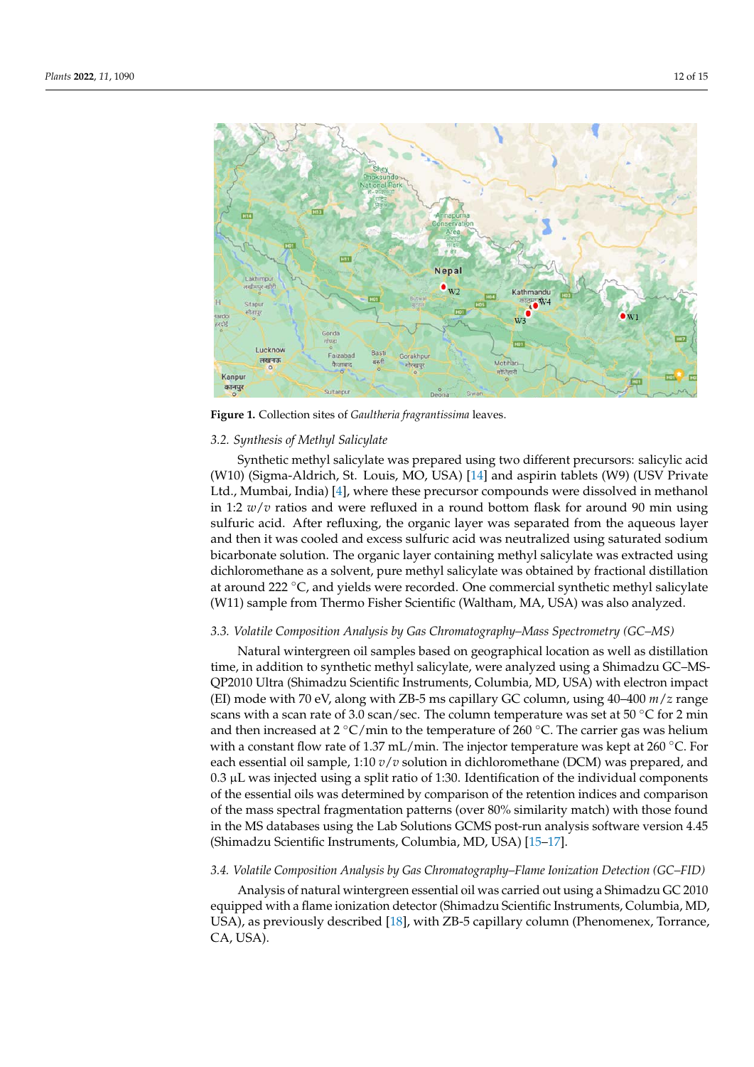**Figure 1.** Collection sites of *Gaultheria fragrantissima* leaves.

### 3.2. Synthesis of Methyl Salicylate

Synthetic methyl salicylate was prepared using two different precursors: salicylic acid (W10) (Sigma-Aldrich, St. Louis, MO, USA) [14] and aspirin tablets (W9) (USV Private Ltd., Mumbai, India) [4], where these precursor compounds were dissolved in methanol in 1:2 $w/v$ ratios and were refluxed in a round bottom flask for around 90 min using sulfuric acid. After refluxing, the organic layer was separated from the aqueous layer and then it was cooled and excess sulfuric acid was neutralized using saturated sodium bicarbonate solution. The organic layer containing methyl salicylate was extracted using dichloromethane as a solvent, pure methyl salicylate was obtained by fractional distillation at around 222 °C, and yields were recorded. One commercial synthetic methyl salicylate (W11) sample from Thermo Fisher Scientific (Waltham, MA, USA) was also analyzed.

### 3.3. Volatile Composition Analysis by Gas Chromatography–Mass Spectrometry (GC–MS)

Natural wintergreen oil samples based on geographical location as well as distillation time, in addition to synthetic methyl salicylate, were analyzed using a Shimadzu GC–MS-QP2010 Ultra (Shimadzu Scientific Instruments, Columbia, MD, USA) with electron impact (EI) mode with 70 eV, along with ZB-5 ms capillary GC column, using 40–400 $m/z$ range scans with a scan rate of 3.0 scan/sec. The column temperature was set at 50 °C for 2 min and then increased at 2 °C/min to the temperature of 260 °C. The carrier gas was helium with a constant flow rate of 1.37 mL/min. The injector temperature was kept at 260 °C. For each essential oil sample, 1:10 $v/v$ solution in dichloromethane (DCM) was prepared, and 0.3 µL was injected using a split ratio of 1:30. Identification of the individual components of the essential oils was determined by comparison of the retention indices and comparison of the mass spectral fragmentation patterns (over 80% similarity match) with those found in the MS databases using the Lab Solutions GCMS post-run analysis software version 4.45 (Shimadzu Scientific Instruments, Columbia, MD, USA) [15–17].

### 3.4. Volatile Composition Analysis by Gas Chromatography–Flame Ionization Detection (GC–FID)

Analysis of natural wintergreen essential oil was carried out using a Shimadzu GC 2010 equipped with a flame ionization detector (Shimadzu Scientific Instruments, Columbia, MD, USA), as previously described [18], with ZB-5 capillary column (Phenomenex, Torrance, CA, USA).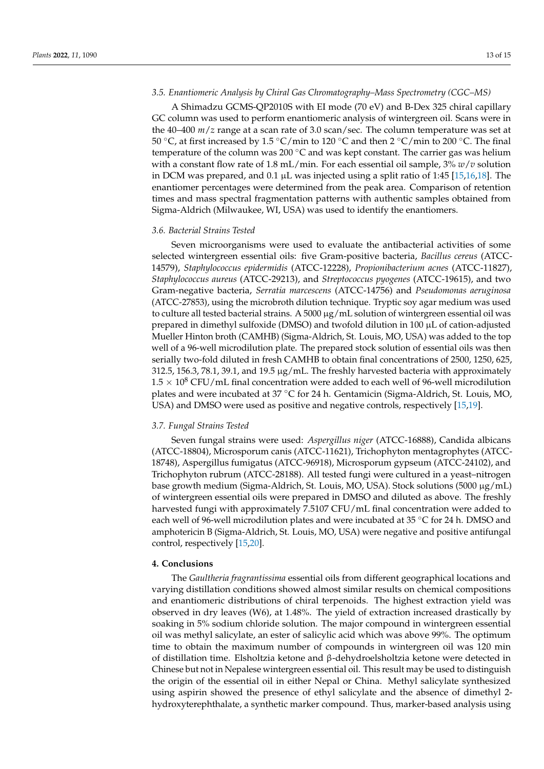### 3.5. Enantiomeric Analysis by Chiral Gas Chromatography–Mass Spectrometry (CGC–MS)

A Shimadzu GCMS-QP2010S with EI mode (70 eV) and B-Dex 325 chiral capillary GC column was used to perform enantiomeric analysis of wintergreen oil. Scans were in the 40–400 *m*/*z* range at a scan rate of 3.0 scan/sec. The column temperature was set at 50 °C, at first increased by 1.5 °C/min to 120 °C and then 2 °C/min to 200 °C. The final temperature of the column was 200 °C and was kept constant. The carrier gas was helium with a constant flow rate of 1.8 mL/min. For each essential oil sample, 3% *w*/*v* solution in DCM was prepared, and 0.1 µL was injected using a split ratio of 1:45 [15,16,18]. The enantiomer percentages were determined from the peak area. Comparison of retention times and mass spectral fragmentation patterns with authentic samples obtained from Sigma-Aldrich (Milwaukee, WI, USA) was used to identify the enantiomers.

### 3.6. Bacterial Strains Tested

Seven microorganisms were used to evaluate the antibacterial activities of some selected wintergreen essential oils: five Gram-positive bacteria, *Bacillus cereus* (ATCC-14579), *Staphylococcus epidermidis* (ATCC-12228), *Propionibacterium acnes* (ATCC-11827), *Staphylococcus aureus* (ATCC-29213), and *Streptococcus pyogenes* (ATCC-19615), and two Gram-negative bacteria, *Serratia marcescens* (ATCC-14756) and *Pseudomonas aeruginosa* (ATCC-27853), using the microbroth dilution technique. Tryptic soy agar medium was used to culture all tested bacterial strains. A 5000 µg/mL solution of wintergreen essential oil was prepared in dimethyl sulfoxide (DMSO) and twofold dilution in 100 µL of cation-adjusted Mueller Hinton broth (CAMHB) (Sigma-Aldrich, St. Louis, MO, USA) was added to the top well of a 96-well microdilution plate. The prepared stock solution of essential oils was then serially two-fold diluted in fresh CAMHB to obtain final concentrations of 2500, 1250, 625, 312.5, 156.3, 78.1, 39.1, and 19.5 µg/mL. The freshly harvested bacteria with approximately $1.5 \times 10^8$ CFU/mL final concentration were added to each well of 96-well microdilution plates and were incubated at 37 °C for 24 h. Gentamicin (Sigma-Aldrich, St. Louis, MO, USA) and DMSO were used as positive and negative controls, respectively [15,19].

### 3.7. Fungal Strains Tested

Seven fungal strains were used: *Aspergillus niger* (ATCC-16888), Candida albicans (ATCC-18804), Microsporum canis (ATCC-11621), Trichophyton mentagrophytes (ATCC-18748), Aspergillus fumigatus (ATCC-96918), Microsporum gypseum (ATCC-24102), and Trichophyton rubrum (ATCC-28188). All tested fungi were cultured in a yeast–nitrogen base growth medium (Sigma-Aldrich, St. Louis, MO, USA). Stock solutions (5000 µg/mL) of wintergreen essential oils were prepared in DMSO and diluted as above. The freshly harvested fungi with approximately 7.5107 CFU/mL final concentration were added to each well of 96-well microdilution plates and were incubated at 35 °C for 24 h. DMSO and amphotericin B (Sigma-Aldrich, St. Louis, MO, USA) were negative and positive antifungal control, respectively [15,20].

## 4. Conclusions

The *Gaultheria fragrantissima* essential oils from different geographical locations and varying distillation conditions showed almost similar results on chemical compositions and enantiomeric distributions of chiral terpenoids. The highest extraction yield was observed in dry leaves (W6), at 1.48%. The yield of extraction increased drastically by soaking in 5% sodium chloride solution. The major compound in wintergreen essential oil was methyl salicylate, an ester of salicylic acid which was above 99%. The optimum time to obtain the maximum number of compounds in wintergreen oil was 120 min of distillation time. Elsholtzia ketone and β-dehydroelsholtzia ketone were detected in Chinese but not in Nepalese wintergreen essential oil. This result may be used to distinguish the origin of the essential oil in either Nepal or China. Methyl salicylate synthesized using aspirin showed the presence of ethyl salicylate and the absence of dimethyl 2-hydroxyterephthalate, a synthetic marker compound. Thus, marker-based analysis using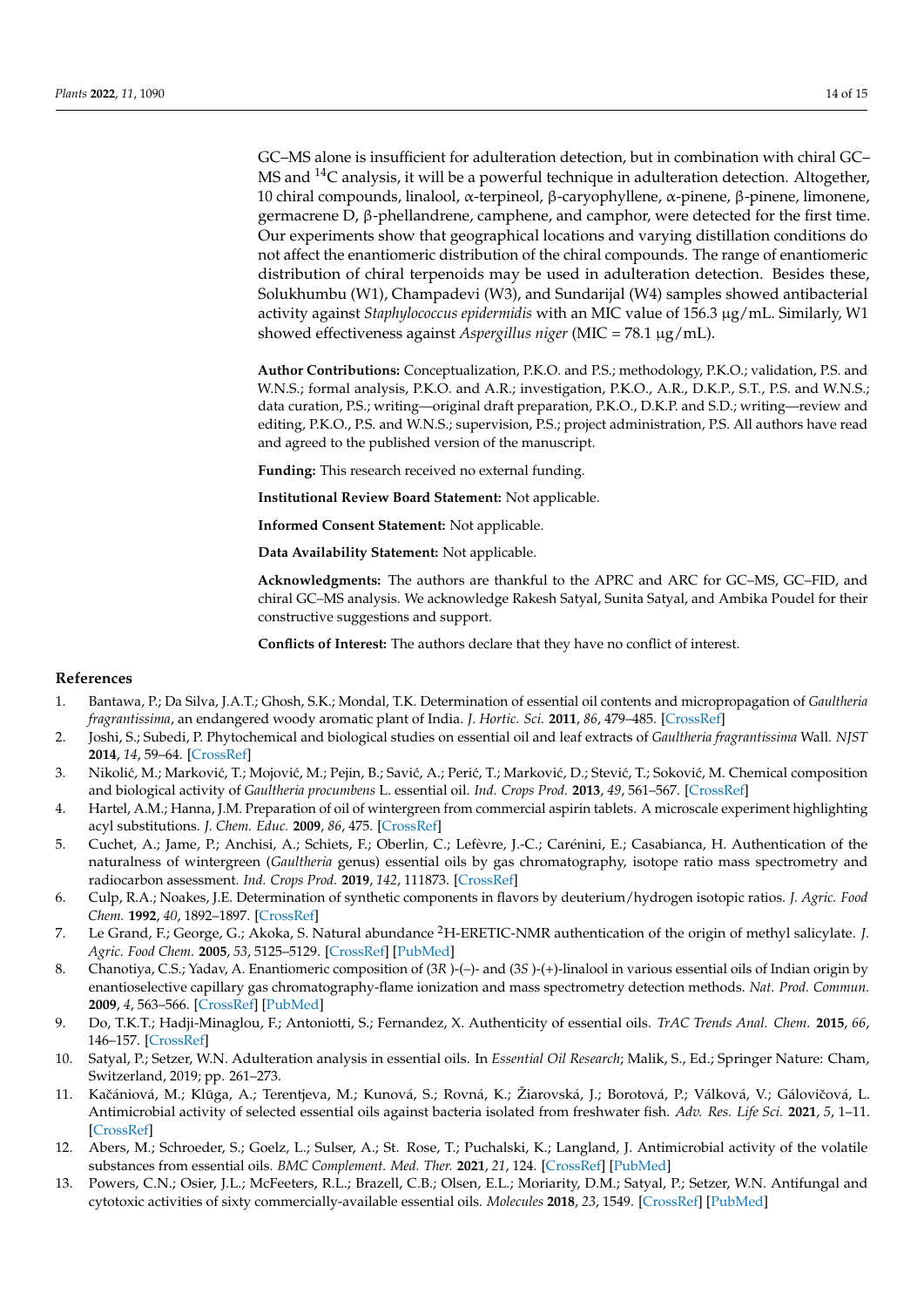GC–MS alone is insufficient for adulteration detection, but in combination with chiral GC–MS and $^{14}C$ analysis, it will be a powerful technique in adulteration detection. Altogether, 10 chiral compounds, linalool, α-terpineol, β-caryophyllene, α-pinene, β-pinene, limonene, germacrene D, β-phellandrene, camphene, and camphor, were detected for the first time. Our experiments show that geographical locations and varying distillation conditions do not affect the enantiomeric distribution of the chiral compounds. The range of enantiomeric distribution of chiral terpenoids may be used in adulteration detection. Besides these, Solukhumbu (W1), Champadevi (W3), and Sundarijal (W4) samples showed antibacterial activity against *Staphylococcus epidermidis* with an MIC value of 156.3 μg/mL. Similarly, W1 showed effectiveness against *Aspergillus niger* (MIC = 78.1 μg/mL).

**Author Contributions:** Conceptualization, P.K.O. and P.S.; methodology, P.K.O.; validation, P.S. and W.N.S.; formal analysis, P.K.O. and A.R.; investigation, P.K.O., A.R., D.K.P., S.T., P.S. and W.N.S.; data curation, P.S.; writing—original draft preparation, P.K.O., D.K.P. and S.D.; writing—review and editing, P.K.O., P.S. and W.N.S.; supervision, P.S.; project administration, P.S. All authors have read and agreed to the published version of the manuscript.

**Funding:** This research received no external funding.

**Institutional Review Board Statement:** Not applicable.

**Informed Consent Statement:** Not applicable.

**Data Availability Statement:** Not applicable.

**Acknowledgments:** The authors are thankful to the APRC and ARC for GC–MS, GC–FID, and chiral GC–MS analysis. We acknowledge Rakesh Satyal, Sunita Satyal, and Ambika Poudel for their constructive suggestions and support.

**Conflicts of Interest:** The authors declare that they have no conflict of interest.

## References

1. Bantawa, P.; Da Silva, J.A.T.; Ghosh, S.K.; Mondal, T.K. Determination of essential oil contents and micropropagation of *Gaultheria fragrantissima*, an endangered woody aromatic plant of India. *J. Hortic. Sci.* **2011**, *86*, 479–485. [CrossRef]
2. Joshi, S.; Subedi, P. Phytochemical and biological studies on essential oil and leaf extracts of *Gaultheria fragrantissima* Wall. *NJST* **2014**, *14*, 59–64. [CrossRef]
3. Nikolić, M.; Marković, T.; Mojović, M.; Pejin, B.; Savić, A.; Perić, T.; Marković, D.; Stević, T.; Soković, M. Chemical composition and biological activity of *Gaultheria procumbens* L. essential oil. *Ind. Crops Prod.* **2013**, *49*, 561–567. [CrossRef]
4. Hartel, A.M.; Hanna, J.M. Preparation of oil of wintergreen from commercial aspirin tablets. A microscale experiment highlighting acyl substitutions. *J. Chem. Educ.* **2009**, *86*, 475. [CrossRef]
5. Cuchet, A.; Jame, P.; Anchisi, A.; Schiets, F.; Oberlin, C.; Lefèvre, J.-C.; Carénini, E.; Casabianca, H. Authentication of the naturalness of wintergreen (*Gaultheria* genus) essential oils by gas chromatography, isotope ratio mass spectrometry and radiocarbon assessment. *Ind. Crops Prod.* **2019**, *142*, 111873. [CrossRef]
6. Culp, R.A.; Noakes, J.E. Determination of synthetic components in flavors by deuterium/hydrogen isotopic ratios. *J. Agric. Food Chem.* **1992**, *40*, 1892–1897. [CrossRef]
7. Le Grand, F.; George, G.; Akoka, S. Natural abundance $^{2}$H-ERETIC-NMR authentication of the origin of methyl salicylate. *J. Agric. Food Chem.* **2005**, *53*, 5125–5129. [CrossRef] [PubMed]
8. Chanotiya, C.S.; Yadav, A. Enantiomeric composition of (3*R*)-(–)- and (3*S*)-(+)-linalool in various essential oils of Indian origin by enantioselective capillary gas chromatography-flame ionization and mass spectrometry detection methods. *Nat. Prod. Commun.* **2009**, *4*, 563–566. [CrossRef] [PubMed]
9. Do, T.K.T.; Hadji-Minaglou, F.; Antoniotti, S.; Fernandez, X. Authenticity of essential oils. *TrAC Trends Anal. Chem.* **2015**, *66*, 146–157. [CrossRef]
10. Satyal, P.; Setzer, W.N. Adulteration analysis in essential oils. In *Essential Oil Research*; Malik, S., Ed.; Springer Nature: Cham, Switzerland, 2019; pp. 261–273.
11. Kačániová, M.; Klūga, A.; Terentjeva, M.; Kunová, S.; Rovná, K.; Žiarovská, J.; Borotová, P.; Válková, V.; Gálovičová, L. Antimicrobial activity of selected essential oils against bacteria isolated from freshwater fish. *Adv. Res. Life Sci.* **2021**, *5*, 1–11. [CrossRef]
12. Abers, M.; Schroeder, S.; Goelz, L.; Sulser, A.; St. Rose, T.; Puchalski, K.; Langland, J. Antimicrobial activity of the volatile substances from essential oils. *BMC Complement. Med. Ther.* **2021**, *21*, 124. [CrossRef] [PubMed]
13. Powers, C.N.; Osier, J.L.; McFeeters, R.L.; Brazell, C.B.; Olsen, E.L.; Moriarity, D.M.; Satyal, P.; Setzer, W.N. Antifungal and cytotoxic activities of sixty commercially-available essential oils. *Molecules* **2018**, *23*, 1549. [CrossRef] [PubMed]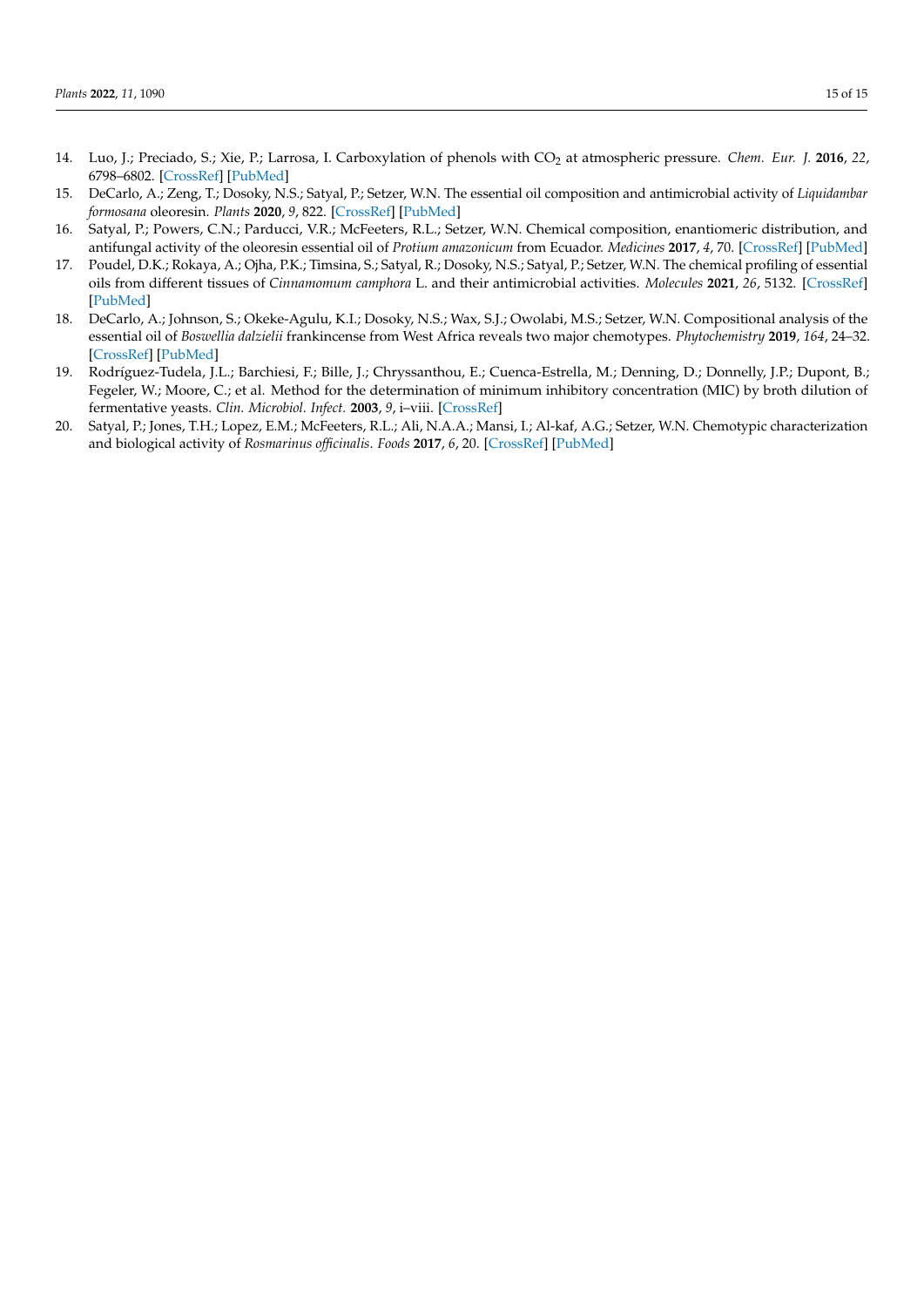14. Luo, J.; Preciado, S.; Xie, P.; Larrosa, I. Carboxylation of phenols with $CO_2$ at atmospheric pressure. *Chem. Eur. J.* **2016**, *22*, 6798–6802. [CrossRef] [PubMed]
15. DeCarlo, A.; Zeng, T.; Dosoky, N.S.; Satyal, P.; Setzer, W.N. The essential oil composition and antimicrobial activity of *Liquidambar formosana* oleoresin. *Plants* **2020**, *9*, 822. [CrossRef] [PubMed]
16. Satyal, P.; Powers, C.N.; Parducci, V.R.; McFeeters, R.L.; Setzer, W.N. Chemical composition, enantiomeric distribution, and antifungal activity of the oleoresin essential oil of *Protium amazonicum* from Ecuador. *Medicines* **2017**, *4*, 70. [CrossRef] [PubMed]
17. Poudel, D.K.; Rokaya, A.; Ojha, P.K.; Timsina, S.; Satyal, R.; Dosoky, N.S.; Satyal, P.; Setzer, W.N. The chemical profiling of essential oils from different tissues of *Cinnamomum camphora* L. and their antimicrobial activities. *Molecules* **2021**, *26*, 5132. [CrossRef] [PubMed]
18. DeCarlo, A.; Johnson, S.; Okeke-Agulu, K.I.; Dosoky, N.S.; Wax, S.J.; Owolabi, M.S.; Setzer, W.N. Compositional analysis of the essential oil of *Boswellia dalzielii* frankincense from West Africa reveals two major chemotypes. *Phytochemistry* **2019**, *164*, 24–32. [CrossRef] [PubMed]
19. Rodríguez-Tudela, J.L.; Barchiesi, F.; Bille, J.; Chryssanthou, E.; Cuenca-Estrella, M.; Denning, D.; Donnelly, J.P.; Dupont, B.; Fegeler, W.; Moore, C.; et al. Method for the determination of minimum inhibitory concentration (MIC) by broth dilution of fermentative yeasts. *Clin. Microbiol. Infect.* **2003**, *9*, i–viii. [CrossRef]
20. Satyal, P.; Jones, T.H.; Lopez, E.M.; McFeeters, R.L.; Ali, N.A.A.; Mansi, I.; Al-kaf, A.G.; Setzer, W.N. Chemotypic characterization and biological activity of *Rosmarinus officinalis*. *Foods* **2017**, *6*, 20. [CrossRef] [PubMed]